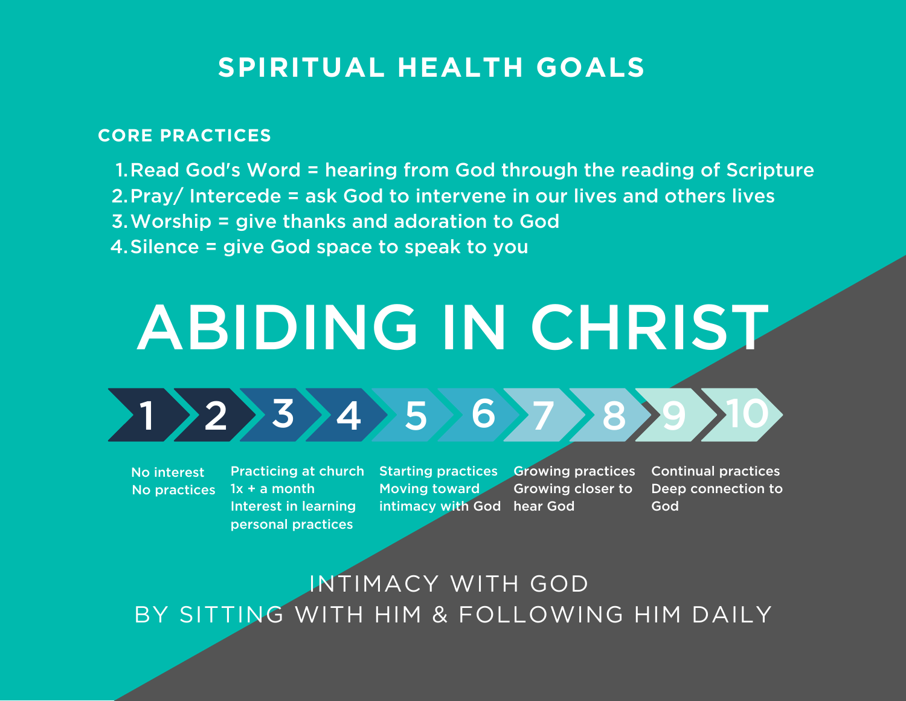# SPIRITUAL HEALTH GOALS

## CORE PRACTICES

1. Read God's Word = hearing from God through the reading of Scripture
2. Pray/ Intercede = ask God to intervene in our lives and others lives
3. Worship = give thanks and adoration to God
4. Silence = give God space to speak to you

# ABIDING IN CHRIST

| 1–2 | 3–4 | 5–6 | 7–8 | 9–10 |
| --- | --- | --- | --- | --- |
| No interest<br>No practices | Practicing at church 1x + a month<br>Interest in learning personal practices | Starting practices<br>Moving toward intimacy with God | Growing practices<br>Growing closer to hear God | Continual practices<br>Deep connection to God |

INTIMACY WITH GOD
BY SITTING WITH HIM & FOLLOWING HIM DAILY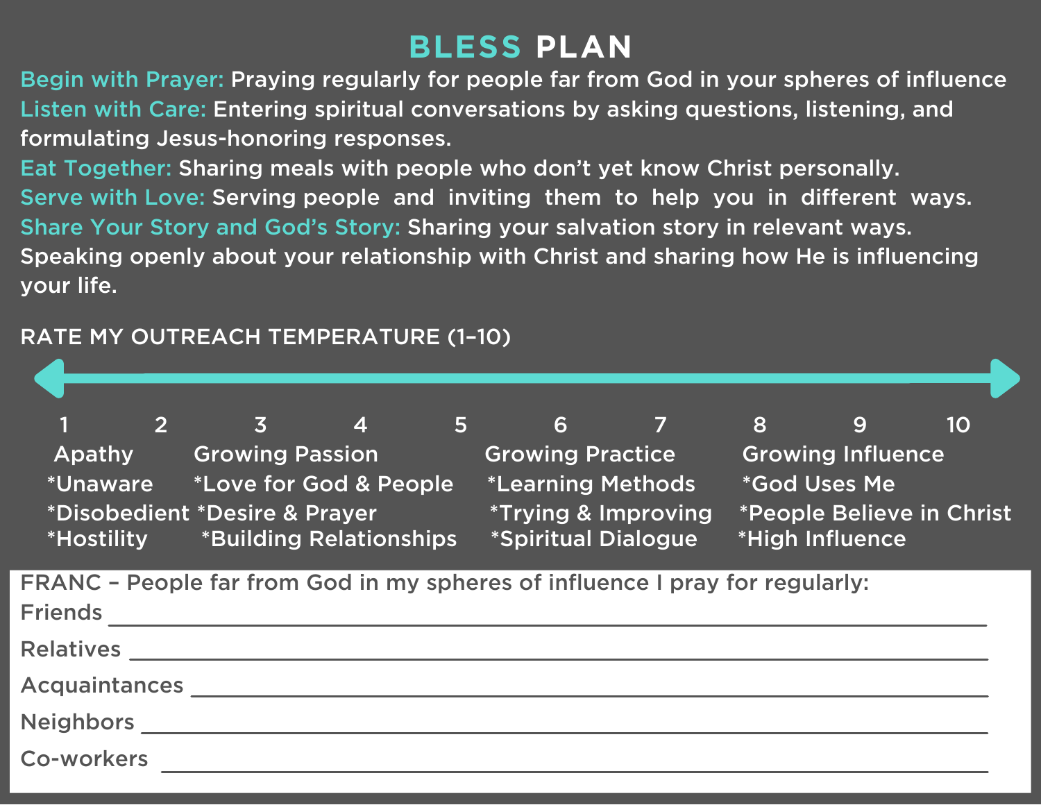# BLESS PLAN

**Begin with Prayer:** Praying regularly for people far from God in your spheres of influence

**Listen with Care:** Entering spiritual conversations by asking questions, listening, and formulating Jesus-honoring responses.

**Eat Together:** Sharing meals with people who don't yet know Christ personally.

**Serve with Love:** Serving people and inviting them to help you in different ways.

**Share Your Story and God's Story:** Sharing your salvation story in relevant ways. Speaking openly about your relationship with Christ and sharing how He is influencing your life.

## RATE MY OUTREACH TEMPERATURE (1–10)

1 2 3 4 5 6 7 8 9 10

| Apathy | Growing Passion | Growing Practice | Growing Influence |
| --- | --- | --- | --- |
| *Unaware | *Love for God & People | *Learning Methods | *God Uses Me |
| *Disobedient | *Desire & Prayer | *Trying & Improving | *People Believe in Christ |
| *Hostility | *Building Relationships | *Spiritual Dialogue | *High Influence |

FRANC – People far from God in my spheres of influence I pray for regularly:

Friends ______________________________

Relatives ______________________________

Acquaintances ______________________________

Neighbors ______________________________

Co-workers ______________________________